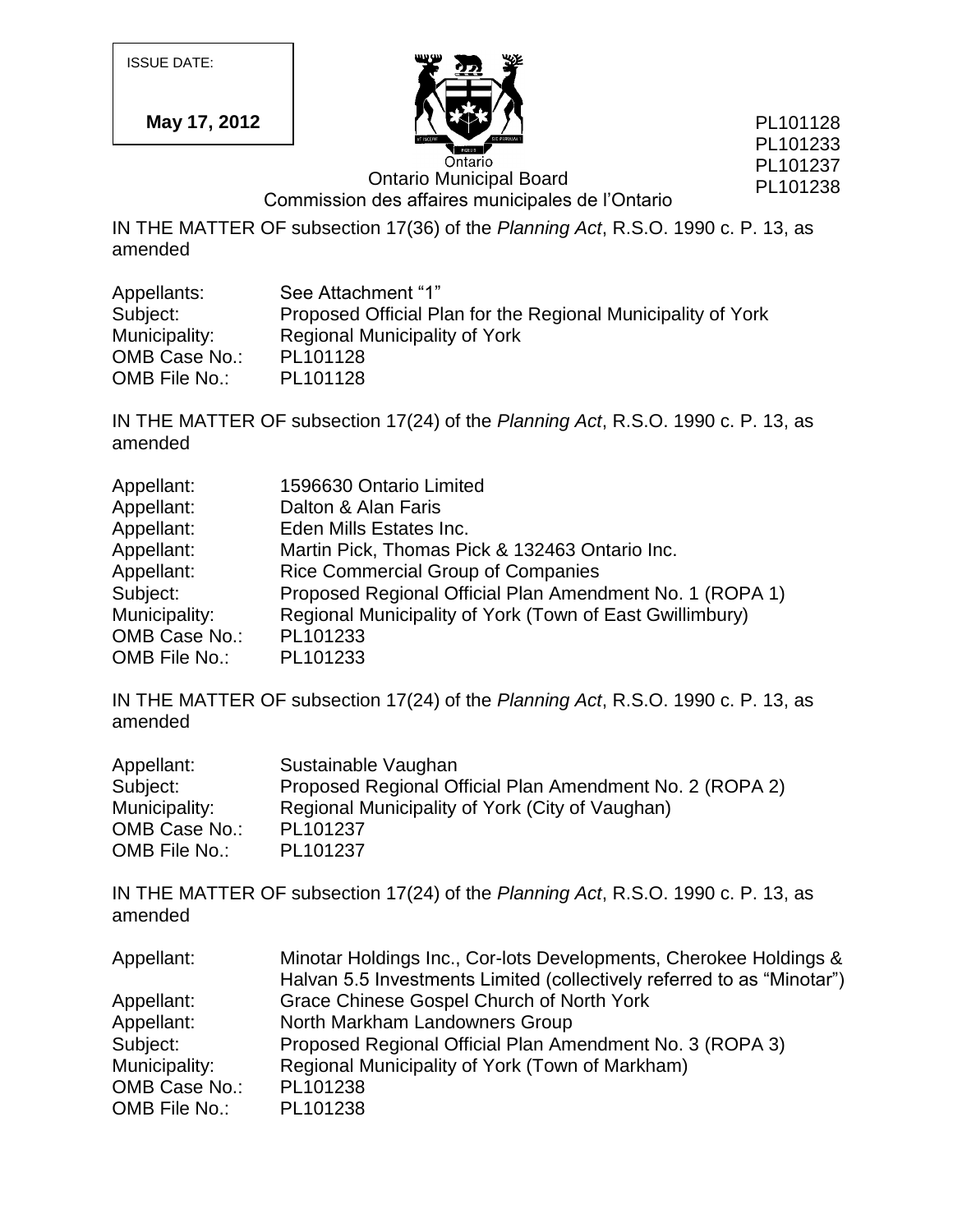ISSUE DATE:

**May 17, 2012**

PL101128
PL101233
PL101237
PL101238

Ontario

Ontario Municipal Board
Commission des affaires municipales de l'Ontario

IN THE MATTER OF subsection 17(36) of the *Planning Act*, R.S.O. 1990 c. P. 13, as amended

| | |
|---|---|
| Appellants: | See Attachment "1" |
| Subject: | Proposed Official Plan for the Regional Municipality of York |
| Municipality: | Regional Municipality of York |
| OMB Case No.: | PL101128 |
| OMB File No.: | PL101128 |

IN THE MATTER OF subsection 17(24) of the *Planning Act*, R.S.O. 1990 c. P. 13, as amended

| | |
|---|---|
| Appellant: | 1596630 Ontario Limited |
| Appellant: | Dalton & Alan Faris |
| Appellant: | Eden Mills Estates Inc. |
| Appellant: | Martin Pick, Thomas Pick & 132463 Ontario Inc. |
| Appellant: | Rice Commercial Group of Companies |
| Subject: | Proposed Regional Official Plan Amendment No. 1 (ROPA 1) |
| Municipality: | Regional Municipality of York (Town of East Gwillimbury) |
| OMB Case No.: | PL101233 |
| OMB File No.: | PL101233 |

IN THE MATTER OF subsection 17(24) of the *Planning Act*, R.S.O. 1990 c. P. 13, as amended

| | |
|---|---|
| Appellant: | Sustainable Vaughan |
| Subject: | Proposed Regional Official Plan Amendment No. 2 (ROPA 2) |
| Municipality: | Regional Municipality of York (City of Vaughan) |
| OMB Case No.: | PL101237 |
| OMB File No.: | PL101237 |

IN THE MATTER OF subsection 17(24) of the *Planning Act*, R.S.O. 1990 c. P. 13, as amended

| | |
|---|---|
| Appellant: | Minotar Holdings Inc., Cor-lots Developments, Cherokee Holdings & Halvan 5.5 Investments Limited (collectively referred to as "Minotar") |
| Appellant: | Grace Chinese Gospel Church of North York |
| Appellant: | North Markham Landowners Group |
| Subject: | Proposed Regional Official Plan Amendment No. 3 (ROPA 3) |
| Municipality: | Regional Municipality of York (Town of Markham) |
| OMB Case No.: | PL101238 |
| OMB File No.: | PL101238 |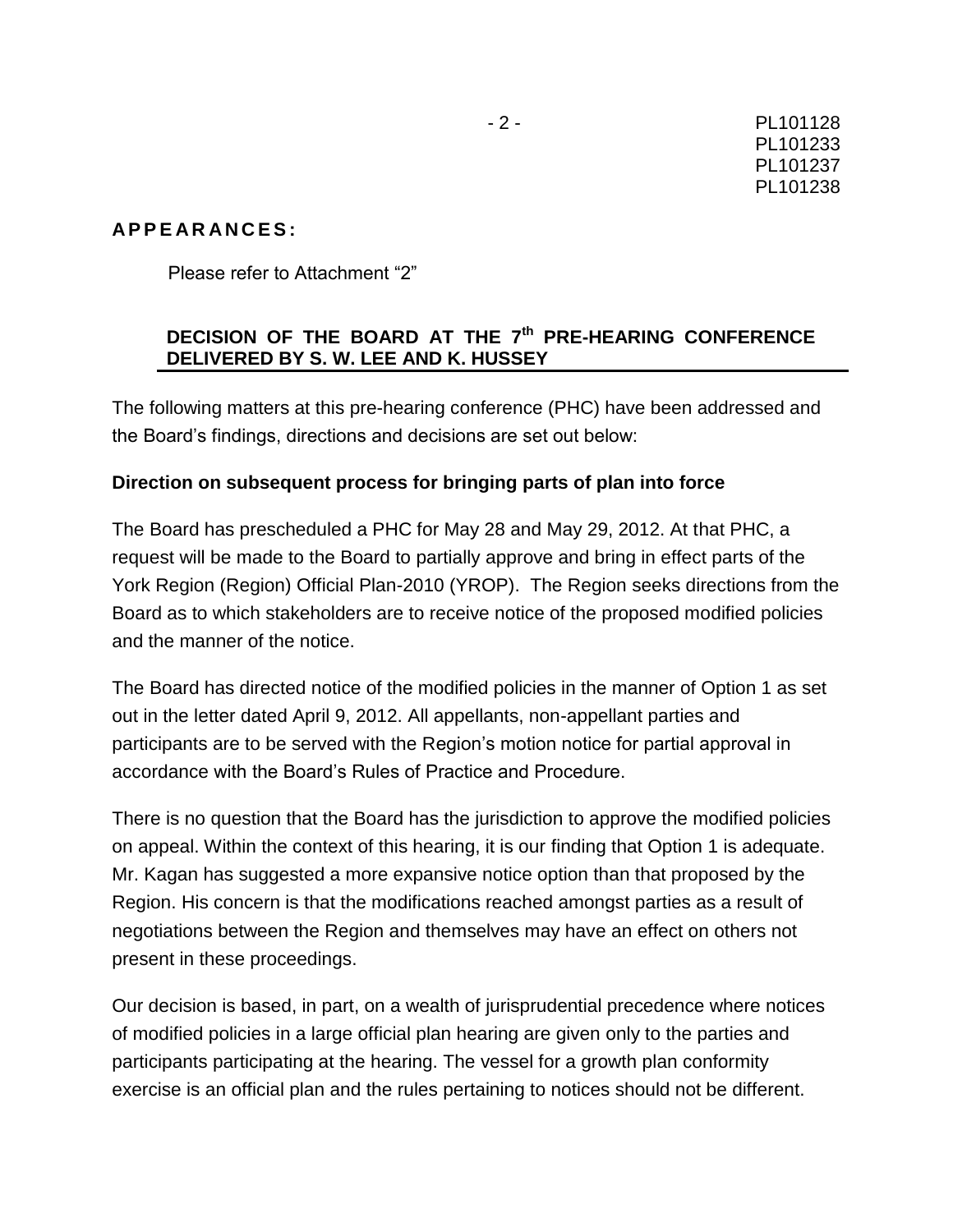**APPEARANCES:**

Please refer to Attachment "2"

**DECISION OF THE BOARD AT THE 7th PRE-HEARING CONFERENCE DELIVERED BY S. W. LEE AND K. HUSSEY**

The following matters at this pre-hearing conference (PHC) have been addressed and the Board's findings, directions and decisions are set out below:

**Direction on subsequent process for bringing parts of plan into force**

The Board has prescheduled a PHC for May 28 and May 29, 2012. At that PHC, a request will be made to the Board to partially approve and bring in effect parts of the York Region (Region) Official Plan-2010 (YROP). The Region seeks directions from the Board as to which stakeholders are to receive notice of the proposed modified policies and the manner of the notice.

The Board has directed notice of the modified policies in the manner of Option 1 as set out in the letter dated April 9, 2012. All appellants, non-appellant parties and participants are to be served with the Region's motion notice for partial approval in accordance with the Board's Rules of Practice and Procedure.

There is no question that the Board has the jurisdiction to approve the modified policies on appeal. Within the context of this hearing, it is our finding that Option 1 is adequate. Mr. Kagan has suggested a more expansive notice option than that proposed by the Region. His concern is that the modifications reached amongst parties as a result of negotiations between the Region and themselves may have an effect on others not present in these proceedings.

Our decision is based, in part, on a wealth of jurisprudential precedence where notices of modified policies in a large official plan hearing are given only to the parties and participants participating at the hearing. The vessel for a growth plan conformity exercise is an official plan and the rules pertaining to notices should not be different.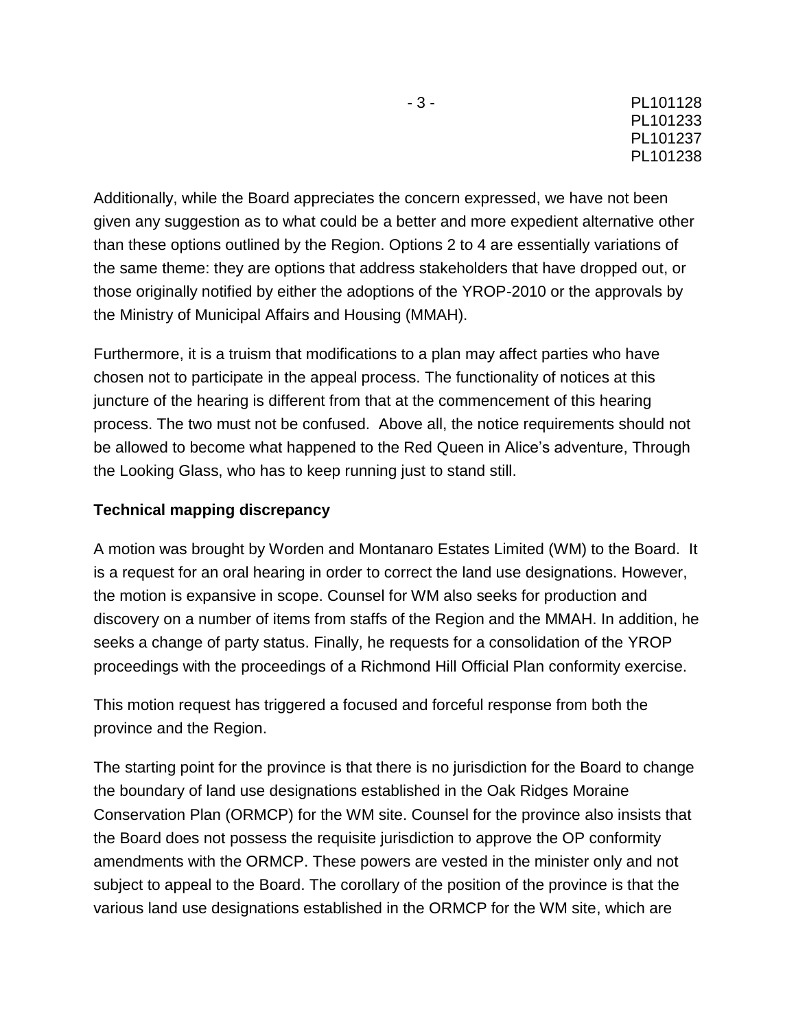Additionally, while the Board appreciates the concern expressed, we have not been given any suggestion as to what could be a better and more expedient alternative other than these options outlined by the Region. Options 2 to 4 are essentially variations of the same theme: they are options that address stakeholders that have dropped out, or those originally notified by either the adoptions of the YROP-2010 or the approvals by the Ministry of Municipal Affairs and Housing (MMAH).

Furthermore, it is a truism that modifications to a plan may affect parties who have chosen not to participate in the appeal process. The functionality of notices at this juncture of the hearing is different from that at the commencement of this hearing process. The two must not be confused. Above all, the notice requirements should not be allowed to become what happened to the Red Queen in Alice's adventure, Through the Looking Glass, who has to keep running just to stand still.

**Technical mapping discrepancy**

A motion was brought by Worden and Montanaro Estates Limited (WM) to the Board. It is a request for an oral hearing in order to correct the land use designations. However, the motion is expansive in scope. Counsel for WM also seeks for production and discovery on a number of items from staffs of the Region and the MMAH. In addition, he seeks a change of party status. Finally, he requests for a consolidation of the YROP proceedings with the proceedings of a Richmond Hill Official Plan conformity exercise.

This motion request has triggered a focused and forceful response from both the province and the Region.

The starting point for the province is that there is no jurisdiction for the Board to change the boundary of land use designations established in the Oak Ridges Moraine Conservation Plan (ORMCP) for the WM site. Counsel for the province also insists that the Board does not possess the requisite jurisdiction to approve the OP conformity amendments with the ORMCP. These powers are vested in the minister only and not subject to appeal to the Board. The corollary of the position of the province is that the various land use designations established in the ORMCP for the WM site, which are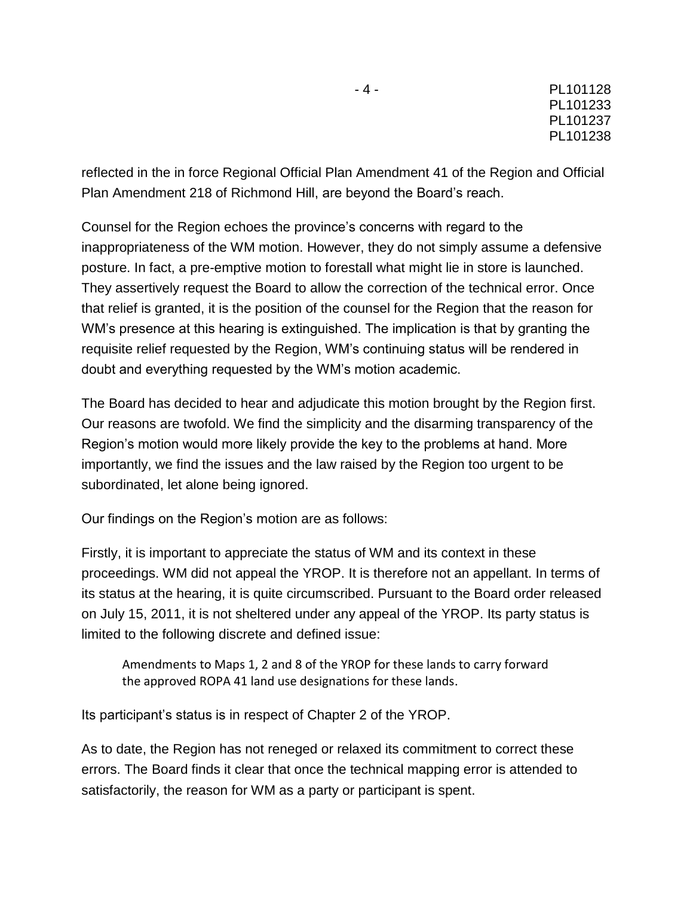reflected in the in force Regional Official Plan Amendment 41 of the Region and Official Plan Amendment 218 of Richmond Hill, are beyond the Board's reach.

Counsel for the Region echoes the province's concerns with regard to the inappropriateness of the WM motion. However, they do not simply assume a defensive posture. In fact, a pre-emptive motion to forestall what might lie in store is launched. They assertively request the Board to allow the correction of the technical error. Once that relief is granted, it is the position of the counsel for the Region that the reason for WM's presence at this hearing is extinguished. The implication is that by granting the requisite relief requested by the Region, WM's continuing status will be rendered in doubt and everything requested by the WM's motion academic.

The Board has decided to hear and adjudicate this motion brought by the Region first. Our reasons are twofold. We find the simplicity and the disarming transparency of the Region's motion would more likely provide the key to the problems at hand. More importantly, we find the issues and the law raised by the Region too urgent to be subordinated, let alone being ignored.

Our findings on the Region's motion are as follows:

Firstly, it is important to appreciate the status of WM and its context in these proceedings. WM did not appeal the YROP. It is therefore not an appellant. In terms of its status at the hearing, it is quite circumscribed. Pursuant to the Board order released on July 15, 2011, it is not sheltered under any appeal of the YROP. Its party status is limited to the following discrete and defined issue:

> Amendments to Maps 1, 2 and 8 of the YROP for these lands to carry forward the approved ROPA 41 land use designations for these lands.

Its participant's status is in respect of Chapter 2 of the YROP.

As to date, the Region has not reneged or relaxed its commitment to correct these errors. The Board finds it clear that once the technical mapping error is attended to satisfactorily, the reason for WM as a party or participant is spent.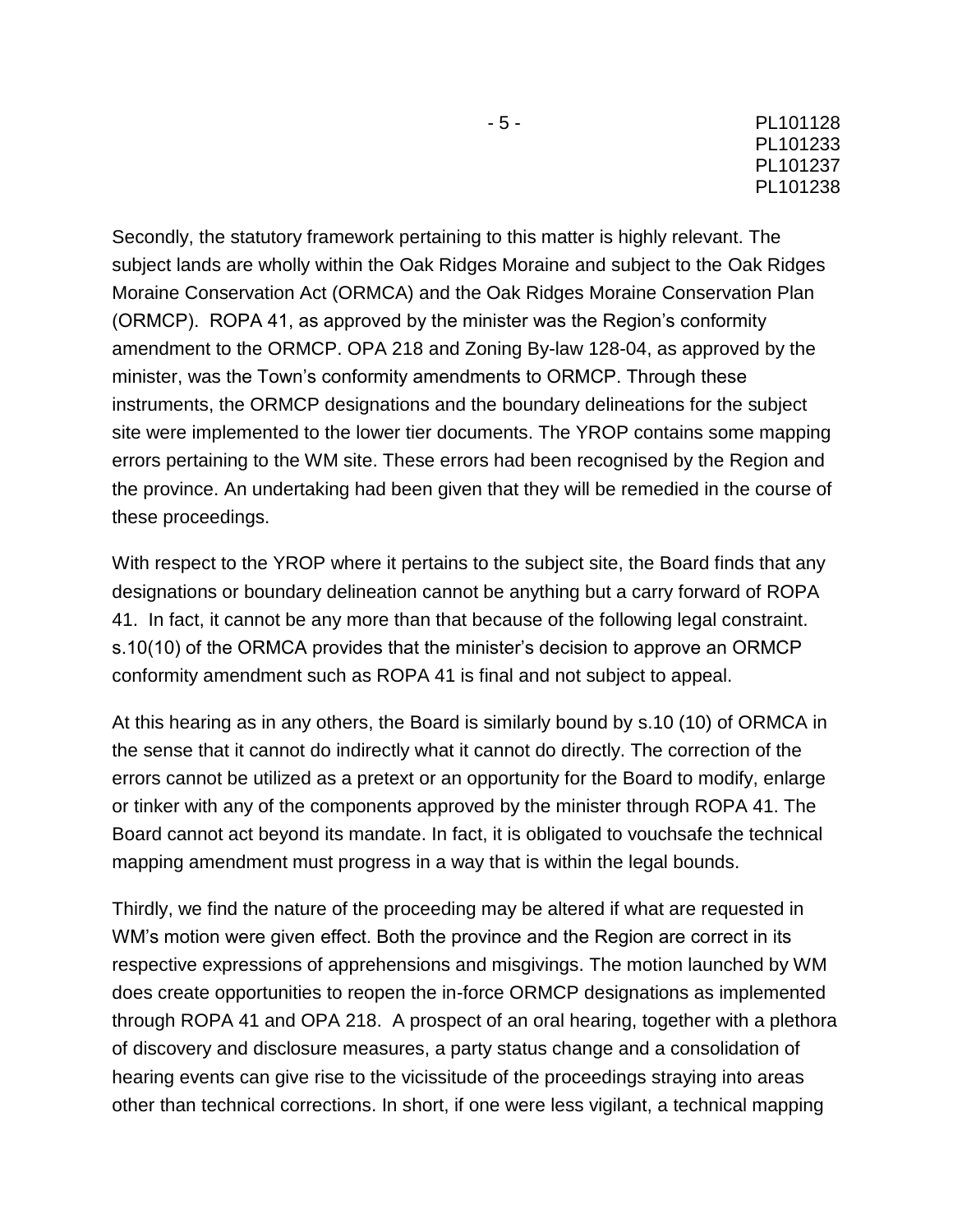Secondly, the statutory framework pertaining to this matter is highly relevant. The subject lands are wholly within the Oak Ridges Moraine and subject to the Oak Ridges Moraine Conservation Act (ORMCA) and the Oak Ridges Moraine Conservation Plan (ORMCP). ROPA 41, as approved by the minister was the Region's conformity amendment to the ORMCP. OPA 218 and Zoning By-law 128-04, as approved by the minister, was the Town's conformity amendments to ORMCP. Through these instruments, the ORMCP designations and the boundary delineations for the subject site were implemented to the lower tier documents. The YROP contains some mapping errors pertaining to the WM site. These errors had been recognised by the Region and the province. An undertaking had been given that they will be remedied in the course of these proceedings.

With respect to the YROP where it pertains to the subject site, the Board finds that any designations or boundary delineation cannot be anything but a carry forward of ROPA 41. In fact, it cannot be any more than that because of the following legal constraint. s.10(10) of the ORMCA provides that the minister's decision to approve an ORMCP conformity amendment such as ROPA 41 is final and not subject to appeal.

At this hearing as in any others, the Board is similarly bound by s.10 (10) of ORMCA in the sense that it cannot do indirectly what it cannot do directly. The correction of the errors cannot be utilized as a pretext or an opportunity for the Board to modify, enlarge or tinker with any of the components approved by the minister through ROPA 41. The Board cannot act beyond its mandate. In fact, it is obligated to vouchsafe the technical mapping amendment must progress in a way that is within the legal bounds.

Thirdly, we find the nature of the proceeding may be altered if what are requested in WM's motion were given effect. Both the province and the Region are correct in its respective expressions of apprehensions and misgivings. The motion launched by WM does create opportunities to reopen the in-force ORMCP designations as implemented through ROPA 41 and OPA 218. A prospect of an oral hearing, together with a plethora of discovery and disclosure measures, a party status change and a consolidation of hearing events can give rise to the vicissitude of the proceedings straying into areas other than technical corrections. In short, if one were less vigilant, a technical mapping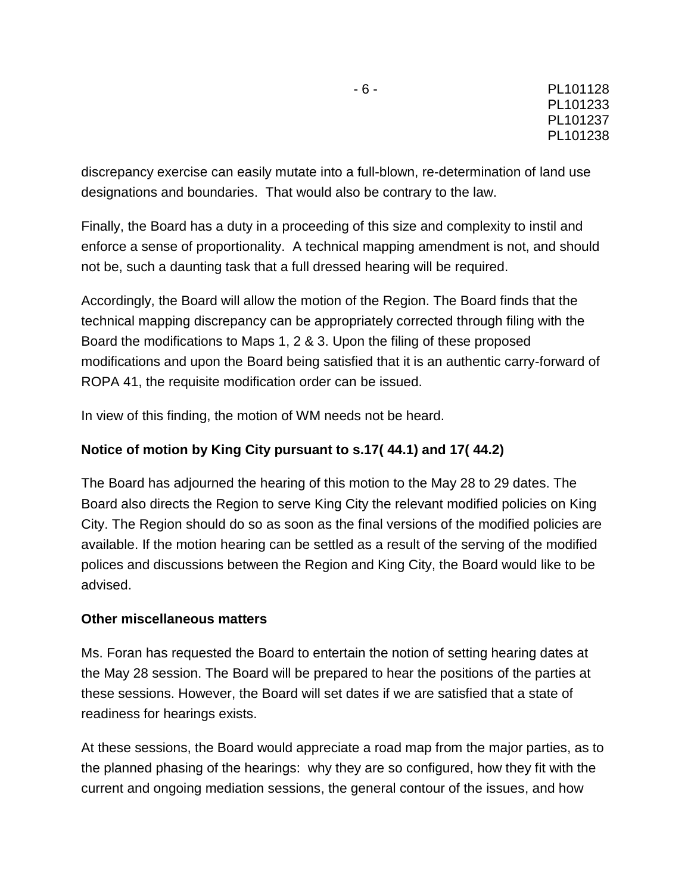discrepancy exercise can easily mutate into a full-blown, re-determination of land use designations and boundaries. That would also be contrary to the law.

Finally, the Board has a duty in a proceeding of this size and complexity to instil and enforce a sense of proportionality. A technical mapping amendment is not, and should not be, such a daunting task that a full dressed hearing will be required.

Accordingly, the Board will allow the motion of the Region. The Board finds that the technical mapping discrepancy can be appropriately corrected through filing with the Board the modifications to Maps 1, 2 & 3. Upon the filing of these proposed modifications and upon the Board being satisfied that it is an authentic carry-forward of ROPA 41, the requisite modification order can be issued.

In view of this finding, the motion of WM needs not be heard.

**Notice of motion by King City pursuant to s.17( 44.1) and 17( 44.2)**

The Board has adjourned the hearing of this motion to the May 28 to 29 dates. The Board also directs the Region to serve King City the relevant modified policies on King City. The Region should do so as soon as the final versions of the modified policies are available. If the motion hearing can be settled as a result of the serving of the modified polices and discussions between the Region and King City, the Board would like to be advised.

**Other miscellaneous matters**

Ms. Foran has requested the Board to entertain the notion of setting hearing dates at the May 28 session. The Board will be prepared to hear the positions of the parties at these sessions. However, the Board will set dates if we are satisfied that a state of readiness for hearings exists.

At these sessions, the Board would appreciate a road map from the major parties, as to the planned phasing of the hearings: why they are so configured, how they fit with the current and ongoing mediation sessions, the general contour of the issues, and how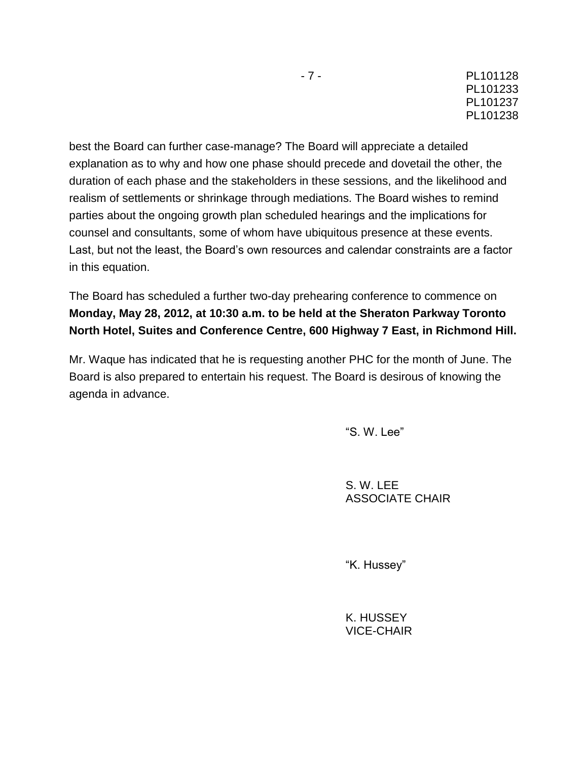best the Board can further case-manage? The Board will appreciate a detailed explanation as to why and how one phase should precede and dovetail the other, the duration of each phase and the stakeholders in these sessions, and the likelihood and realism of settlements or shrinkage through mediations. The Board wishes to remind parties about the ongoing growth plan scheduled hearings and the implications for counsel and consultants, some of whom have ubiquitous presence at these events. Last, but not the least, the Board's own resources and calendar constraints are a factor in this equation.

The Board has scheduled a further two-day prehearing conference to commence on **Monday, May 28, 2012, at 10:30 a.m. to be held at the Sheraton Parkway Toronto North Hotel, Suites and Conference Centre, 600 Highway 7 East, in Richmond Hill.**

Mr. Waque has indicated that he is requesting another PHC for the month of June. The Board is also prepared to entertain his request. The Board is desirous of knowing the agenda in advance.

"S. W. Lee"

S. W. LEE
ASSOCIATE CHAIR

"K. Hussey"

K. HUSSEY
VICE-CHAIR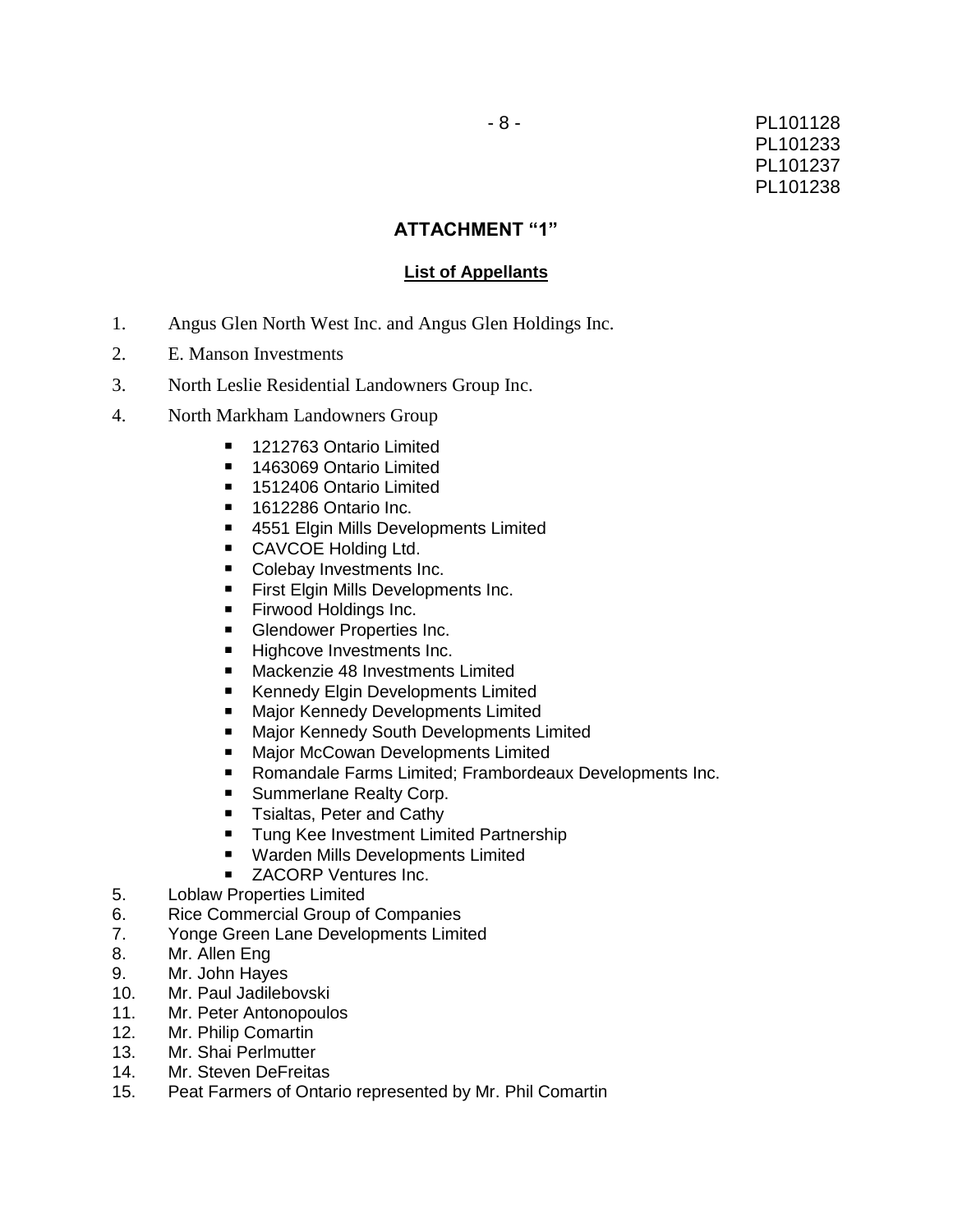## ATTACHMENT "1"

### List of Appellants

1. Angus Glen North West Inc. and Angus Glen Holdings Inc.
2. E. Manson Investments
3. North Leslie Residential Landowners Group Inc.
4. North Markham Landowners Group
   - 1212763 Ontario Limited
   - 1463069 Ontario Limited
   - 1512406 Ontario Limited
   - 1612286 Ontario Inc.
   - 4551 Elgin Mills Developments Limited
   - CAVCOE Holding Ltd.
   - Colebay Investments Inc.
   - First Elgin Mills Developments Inc.
   - Firwood Holdings Inc.
   - Glendower Properties Inc.
   - Highcove Investments Inc.
   - Mackenzie 48 Investments Limited
   - Kennedy Elgin Developments Limited
   - Major Kennedy Developments Limited
   - Major Kennedy South Developments Limited
   - Major McCowan Developments Limited
   - Romandale Farms Limited; Frambordeaux Developments Inc.
   - Summerlane Realty Corp.
   - Tsialtas, Peter and Cathy
   - Tung Kee Investment Limited Partnership
   - Warden Mills Developments Limited
   - ZACORP Ventures Inc.
5. Loblaw Properties Limited
6. Rice Commercial Group of Companies
7. Yonge Green Lane Developments Limited
8. Mr. Allen Eng
9. Mr. John Hayes
10. Mr. Paul Jadilebovski
11. Mr. Peter Antonopoulos
12. Mr. Philip Comartin
13. Mr. Shai Perlmutter
14. Mr. Steven DeFreitas
15. Peat Farmers of Ontario represented by Mr. Phil Comartin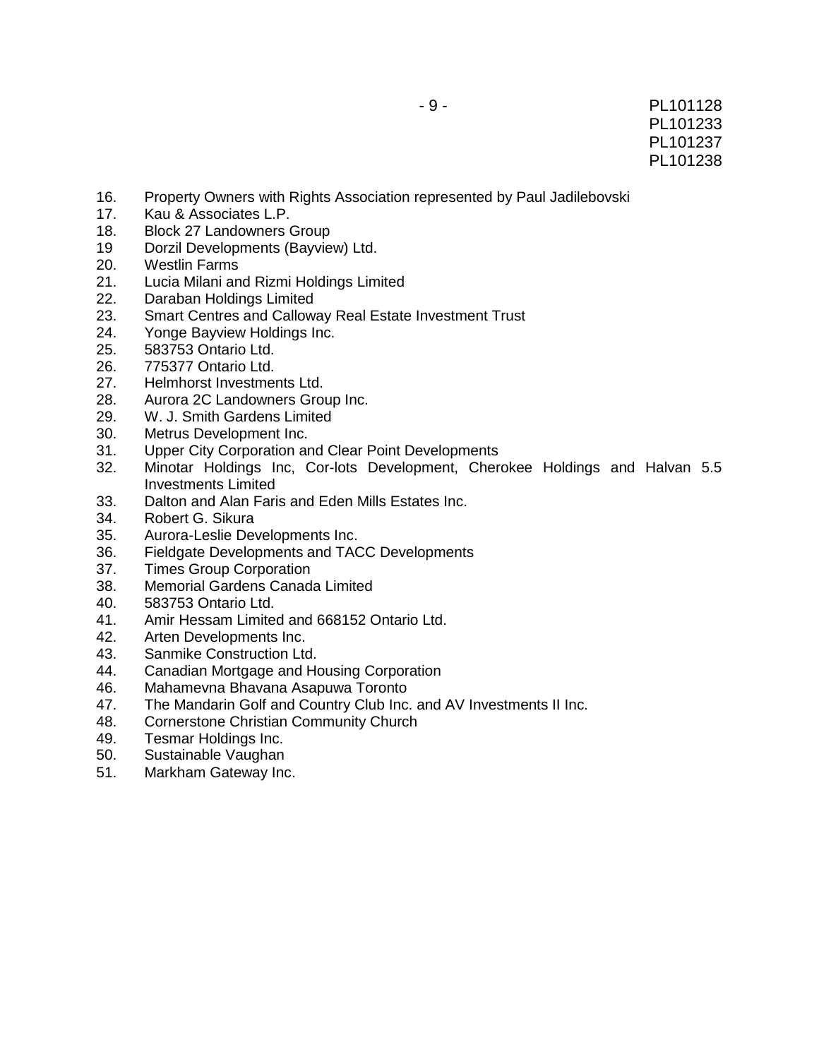16. Property Owners with Rights Association represented by Paul Jadilebovski
17. Kau & Associates L.P.
18. Block 27 Landowners Group
19 Dorzil Developments (Bayview) Ltd.
20. Westlin Farms
21. Lucia Milani and Rizmi Holdings Limited
22. Daraban Holdings Limited
23. Smart Centres and Calloway Real Estate Investment Trust
24. Yonge Bayview Holdings Inc.
25. 583753 Ontario Ltd.
26. 775377 Ontario Ltd.
27. Helmhorst Investments Ltd.
28. Aurora 2C Landowners Group Inc.
29. W. J. Smith Gardens Limited
30. Metrus Development Inc.
31. Upper City Corporation and Clear Point Developments
32. Minotar Holdings Inc, Cor-lots Development, Cherokee Holdings and Halvan 5.5 Investments Limited
33. Dalton and Alan Faris and Eden Mills Estates Inc.
34. Robert G. Sikura
35. Aurora-Leslie Developments Inc.
36. Fieldgate Developments and TACC Developments
37. Times Group Corporation
38. Memorial Gardens Canada Limited
40. 583753 Ontario Ltd.
41. Amir Hessam Limited and 668152 Ontario Ltd.
42. Arten Developments Inc.
43. Sanmike Construction Ltd.
44. Canadian Mortgage and Housing Corporation
46. Mahamevna Bhavana Asapuwa Toronto
47. The Mandarin Golf and Country Club Inc. and AV Investments II Inc.
48. Cornerstone Christian Community Church
49. Tesmar Holdings Inc.
50. Sustainable Vaughan
51. Markham Gateway Inc.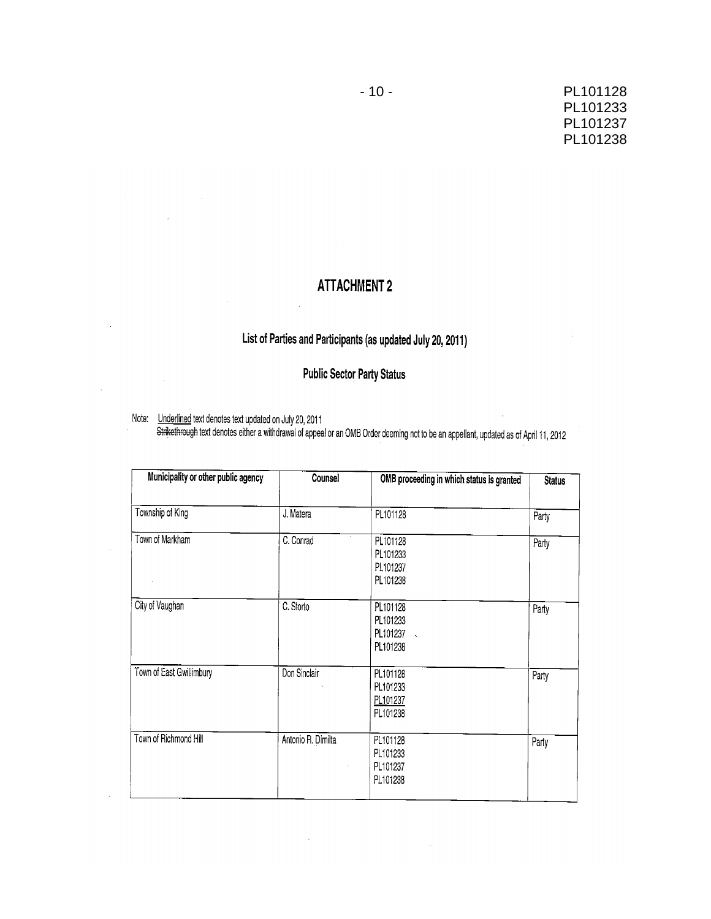# ATTACHMENT 2

## List of Parties and Participants (as updated July 20, 2011)

### Public Sector Party Status

Note: Underlined text denotes text updated on July 20, 2011
~~Strikethrough~~ text denotes either a withdrawal of appeal or an OMB Order deeming not to be an appellant, updated as of April 11, 2012

| Municipality or other public agency | Counsel | OMB proceeding in which status is granted | Status |
|---|---|---|---|
| Township of King | J. Matera | PL101128 | Party |
| Town of Markham | C. Conrad | PL101128<br>PL101233<br>PL101237<br>PL101238 | Party |
| City of Vaughan | C. Storto | PL101128<br>PL101233<br>PL101237<br>PL101238 | Party |
| Town of East Gwillimbury | Don Sinclair | PL101128<br>PL101233<br><u>PL101237</u><br>PL101238 | Party |
| Town of Richmond Hill | Antonio R. Dimilta | PL101128<br>PL101233<br>PL101237<br>PL101238 | Party |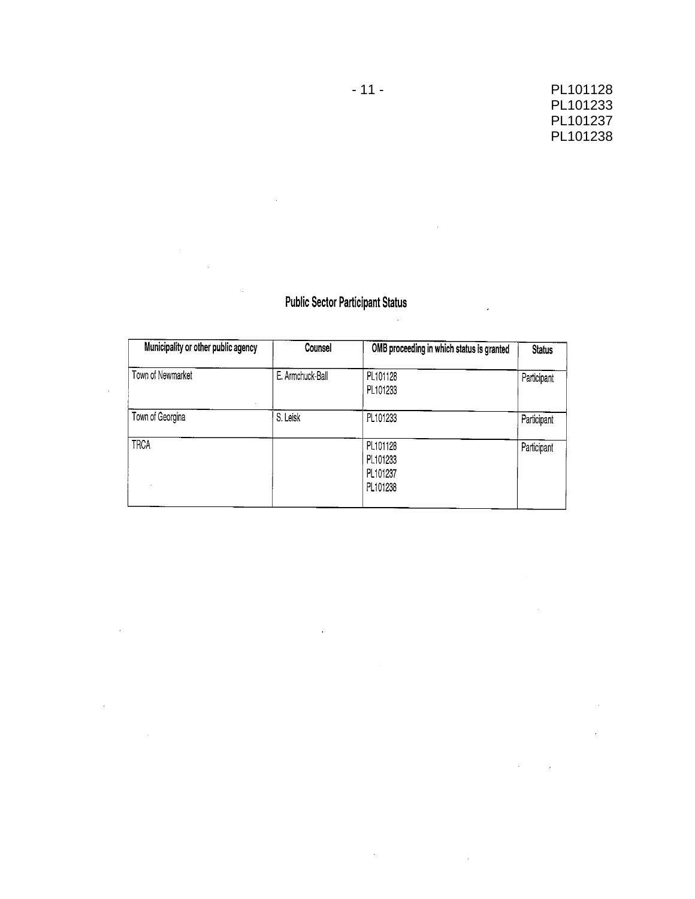## Public Sector Participant Status

| Municipality or other public agency | Counsel | OMB proceeding in which status is granted | Status |
|---|---|---|---|
| Town of Newmarket | E. Armchuck-Ball | PL101128<br>PL101233 | Participant |
| Town of Georgina | S. Leisk | PL101233 | Participant |
| TRCA | | PL101128<br>PL101233<br>PL101237<br>PL101238 | Participant |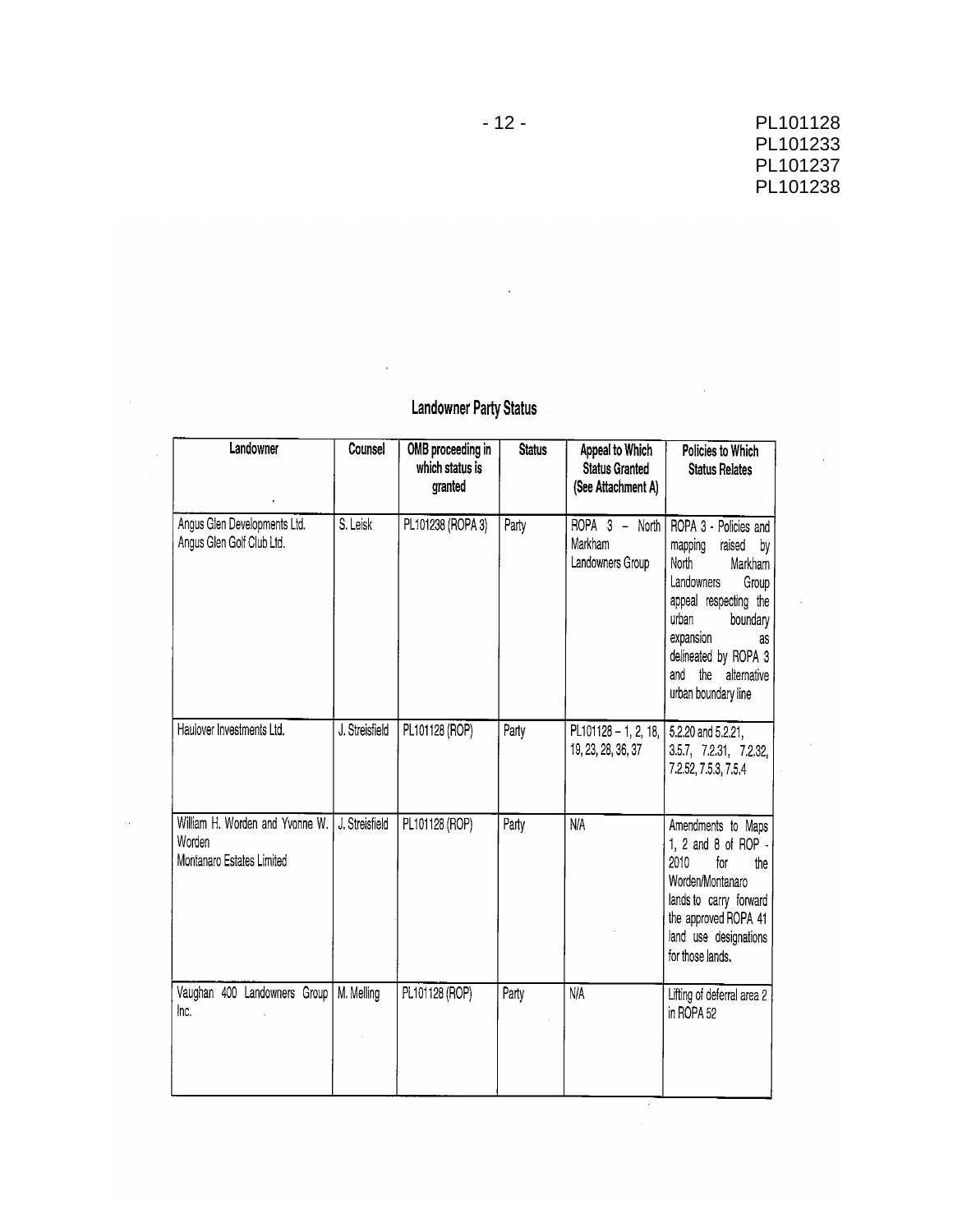PL101128
PL101233
PL101237
PL101238

## Landowner Party Status

| Landowner | Counsel | OMB proceeding in which status is granted | Status | Appeal to Which Status Granted (See Attachment A) | Policies to Which Status Relates |
|---|---|---|---|---|---|
| Angus Glen Developments Ltd. Angus Glen Golf Club Ltd. | S. Leisk | PL101238 (ROPA 3) | Party | ROPA 3 – North Markham Landowners Group | ROPA 3 - Policies and mapping raised by North Markham Landowners Group appeal respecting the urban boundary expansion as delineated by ROPA 3 and the alternative urban boundary line |
| Haulover Investments Ltd. | J. Streisfield | PL101128 (ROP) | Party | PL101128 – 1, 2, 18, 19, 23, 28, 36, 37 | 5.2.20 and 5.2.21, 3.5.7, 7.2.31, 7.2.32, 7.2.52, 7.5.3, 7.5.4 |
| William H. Worden and Yvonne W. Worden Montanaro Estates Limited | J. Streisfield | PL101128 (ROP) | Party | N/A | Amendments to Maps 1, 2 and 8 of ROP - 2010 for the Worden/Montanaro lands to carry forward the approved ROPA 41 land use designations for those lands. |
| Vaughan 400 Landowners Group Inc. | M. Melling | PL101128 (ROP) | Party | N/A | Lifting of deferral area 2 in ROPA 52 |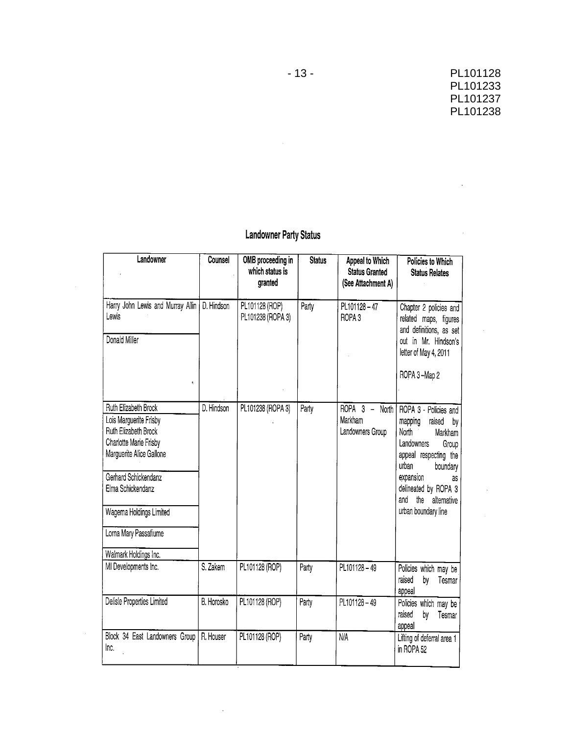## Landowner Party Status

| Landowner | Counsel | OMB proceeding in which status is granted | Status | Appeal to Which Status Granted (See Attachment A) | Policies to Which Status Relates |
|---|---|---|---|---|---|
| Harry John Lewis and Murray Allin Lewis<br><br>Donald Miller | D. Hindson | PL101128 (ROP)<br>PL101238 (ROPA 3) | Party | PL101128 – 47<br>ROPA 3 | Chapter 2 policies and related maps, figures and definitions, as set out in Mr. Hindson's letter of May 4, 2011<br><br>ROPA 3 –Map 2 |
| Ruth Elizabeth Brock<br>Lois Marguerite Frisby<br>Ruth Elizabeth Brock<br>Charlotte Marie Frisby<br>Marguerite Alice Gallone<br><br>Gerhard Schickendanz<br>Elma Schickendanz<br><br>Wagema Holdings Limited<br><br>Lorna Mary Passafiume<br><br>Walmark Holdings Inc. | D. Hindson | PL101238 (ROPA 3) | Party | ROPA 3 – North Markham Landowners Group | ROPA 3 - Policies and mapping raised by North Markham Landowners Group appeal respecting the urban boundary expansion as delineated by ROPA 3 and the alternative urban boundary line |
| MI Developments Inc. | S. Zakem | PL101128 (ROP) | Party | PL101128 – 49 | Policies which may be raised by Tesmar appeal |
| Delisle Properties Limited | B. Horosko | PL101128 (ROP) | Party | PL101128 – 49 | Policies which may be raised by Tesmar appeal |
| Block 34 East Landowners Group Inc. | R. Houser | PL101128 (ROP) | Party | N/A | Lifting of deferral area 1 in ROPA 52 |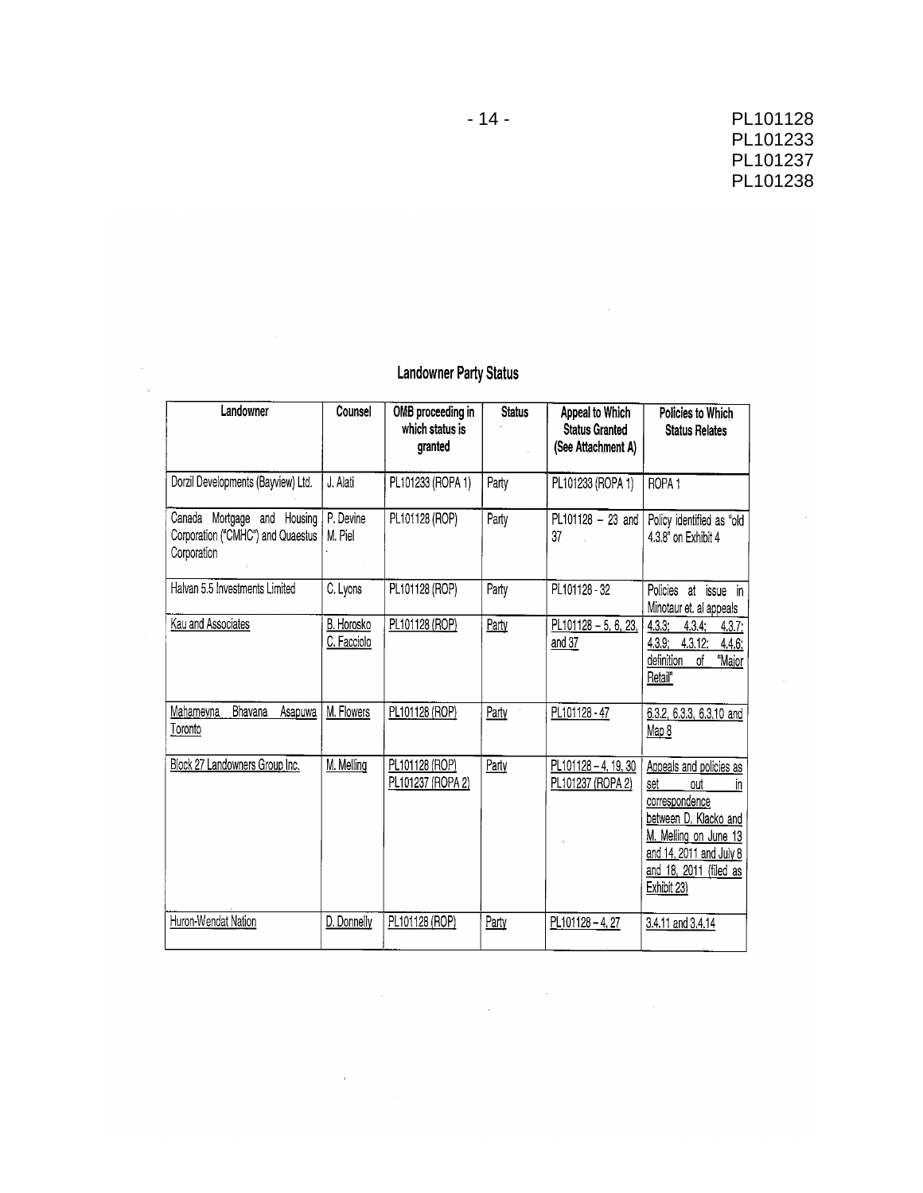## Landowner Party Status

| Landowner | Counsel | OMB proceeding in which status is granted | Status | Appeal to Which Status Granted (See Attachment A) | Policies to Which Status Relates |
|---|---|---|---|---|---|
| Dorzil Developments (Bayview) Ltd. | J. Alati | PL101233 (ROPA 1) | Party | PL101233 (ROPA 1) | ROPA 1 |
| Canada Mortgage and Housing Corporation ("CMHC") and Quaestus Corporation | P. Devine M. Piel | PL101128 (ROP) | Party | PL101128 – 23 and 37 | Policy identified as "old 4.3.8" on Exhibit 4 |
| Halvan 5.5 Investments Limited | C. Lyons | PL101128 (ROP) | Party | PL101128 - 32 | Policies at issue in Minotaur et. al appeals |
| Kau and Associates | B. Horosko C. Facciolo | PL101128 (ROP) | Party | PL101128 – 5, 6, 23, and 37 | 4.3.3; 4.3.4; 4.3.7; 4.3.9; 4.3.12; 4.4.6; definition of "Major Retail" |
| Mahamevna Bhavana Asapuwa Toronto | M. Flowers | PL101128 (ROP) | Party | PL101128 - 47 | 6.3.2, 6.3.3, 6.3.10 and Map 8 |
| Block 27 Landowners Group Inc. | M. Melling | PL101128 (ROP) PL101237 (ROPA 2) | Party | PL101128 – 4, 19, 30 PL101237 (ROPA 2) | Appeals and policies as set out in correspondence between D. Klacko and M. Melling on June 13 and 14, 2011 and July 8 and 18, 2011 (filed as Exhibit 23) |
| Huron-Wendat Nation | D. Donnelly | PL101128 (ROP) | Party | PL101128 – 4, 27 | 3.4.11 and 3.4.14 |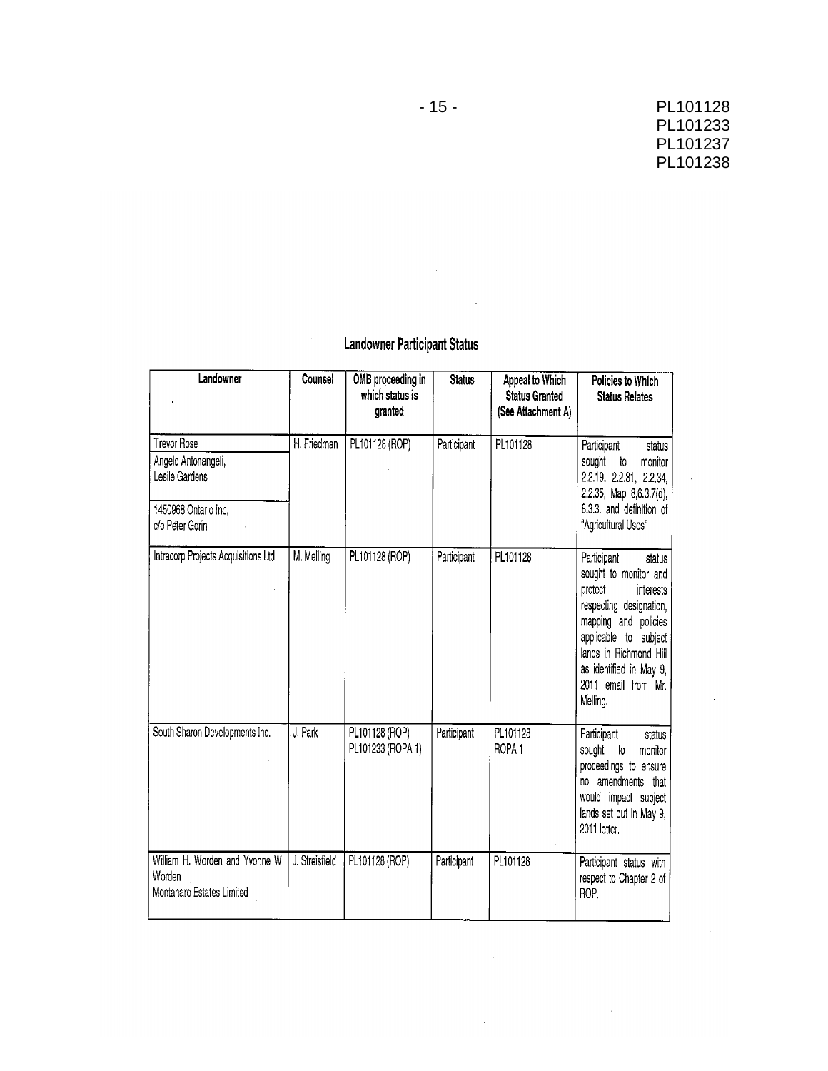## Landowner Participant Status

| Landowner | Counsel | OMB proceeding in which status is granted | Status | Appeal to Which Status Granted (See Attachment A) | Policies to Which Status Relates |
|---|---|---|---|---|---|
| Trevor Rose<br>Angelo Antonangeli, Leslie Gardens<br>1450968 Ontario Inc, c/o Peter Gorin | H. Friedman | PL101128 (ROP) | Participant | PL101128 | Participant status sought to monitor 2.2.19, 2.2.31, 2.2.34, 2.2.35, Map 8,6.3.7(d), 8.3.3. and definition of "Agricultural Uses" |
| Intracorp Projects Acquisitions Ltd. | M. Melling | PL101128 (ROP) | Participant | PL101128 | Participant status sought to monitor and protect interests respecting designation, mapping and policies applicable to subject lands in Richmond Hill as identified in May 9, 2011 email from Mr. Melling. |
| South Sharon Developments Inc. | J. Park | PL101128 (ROP)<br>PL101233 (ROPA 1) | Participant | PL101128<br>ROPA 1 | Participant status sought to monitor proceedings to ensure no amendments that would impact subject lands set out in May 9, 2011 letter. |
| William H. Worden and Yvonne W. Worden<br>Montanaro Estates Limited | J. Streisfield | PL101128 (ROP) | Participant | PL101128 | Participant status with respect to Chapter 2 of ROP. |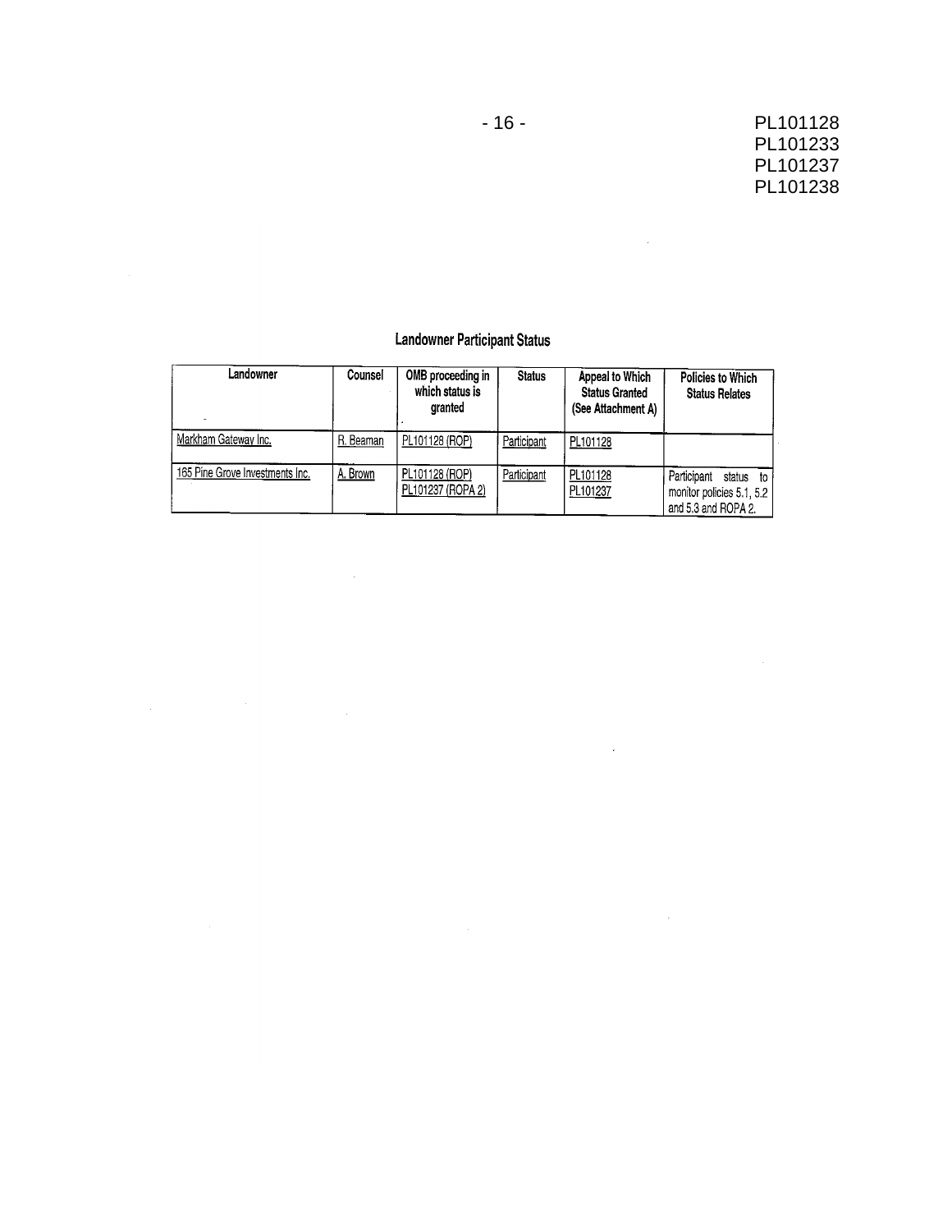## Landowner Participant Status

| Landowner | Counsel | OMB proceeding in which status is granted | Status | Appeal to Which Status Granted (See Attachment A) | Policies to Which Status Relates |
|---|---|---|---|---|---|
| Markham Gateway Inc. | R. Beaman | PL101128 (ROP) | Participant | PL101128 | |
| 165 Pine Grove Investments Inc. | A. Brown | PL101128 (ROP)<br>PL101237 (ROPA 2) | Participant | PL101128<br>PL101237 | Participant status to monitor policies 5.1, 5.2 and 5.3 and ROPA 2. |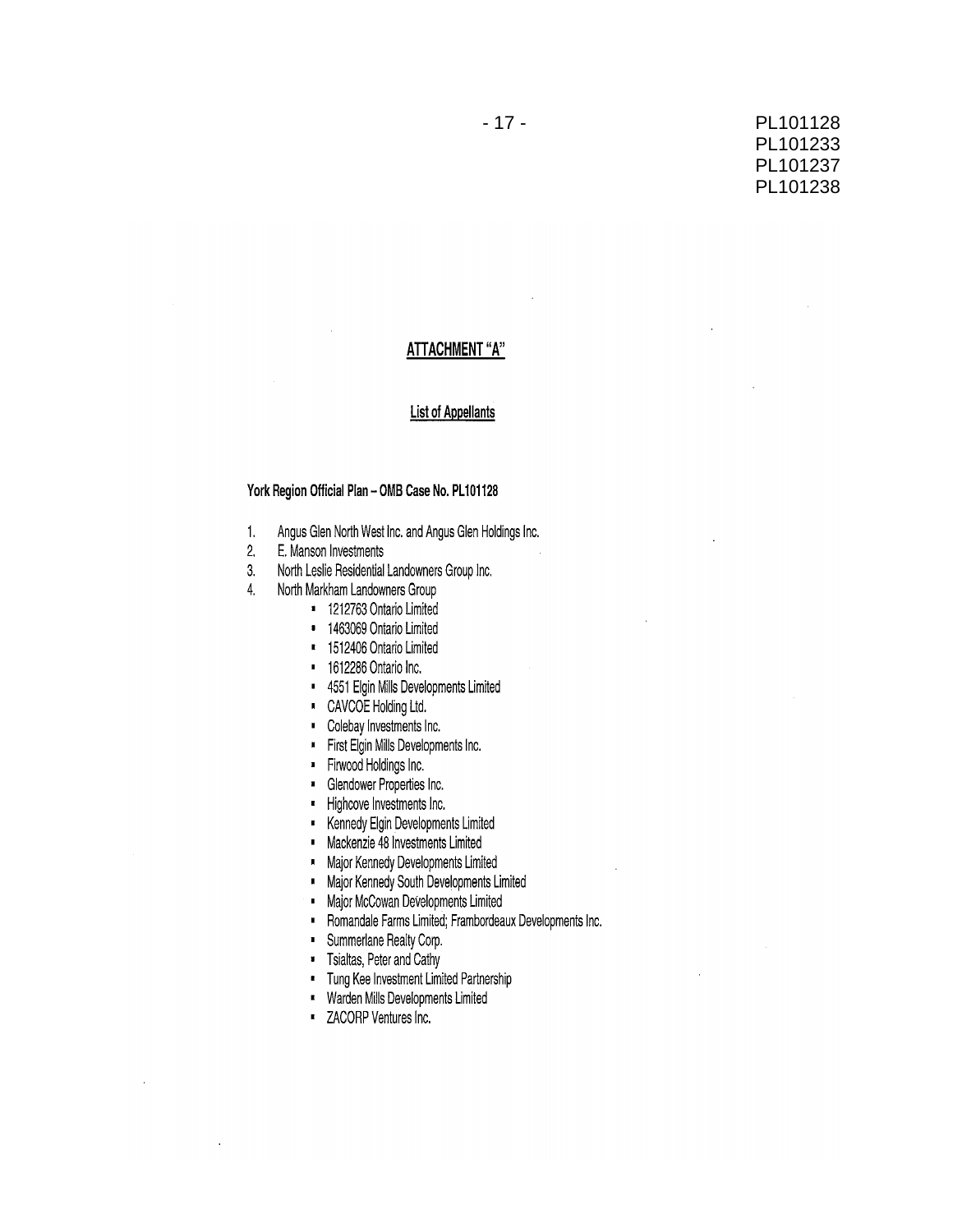## ATTACHMENT "A"

### List of Appellants

**York Region Official Plan – OMB Case No. PL101128**

1. Angus Glen North West Inc. and Angus Glen Holdings Inc.
2. E. Manson Investments
3. North Leslie Residential Landowners Group Inc.
4. North Markham Landowners Group
    - 1212763 Ontario Limited
    - 1463069 Ontario Limited
    - 1512406 Ontario Limited
    - 1612286 Ontario Inc.
    - 4551 Elgin Mills Developments Limited
    - CAVCOE Holding Ltd.
    - Colebay Investments Inc.
    - First Elgin Mills Developments Inc.
    - Firwood Holdings Inc.
    - Glendower Properties Inc.
    - Highcove Investments Inc.
    - Kennedy Elgin Developments Limited
    - Mackenzie 48 Investments Limited
    - Major Kennedy Developments Limited
    - Major Kennedy South Developments Limited
    - Major McCowan Developments Limited
    - Romandale Farms Limited; Frambordeaux Developments Inc.
    - Summerlane Realty Corp.
    - Tsialtas, Peter and Cathy
    - Tung Kee Investment Limited Partnership
    - Warden Mills Developments Limited
    - ZACORP Ventures Inc.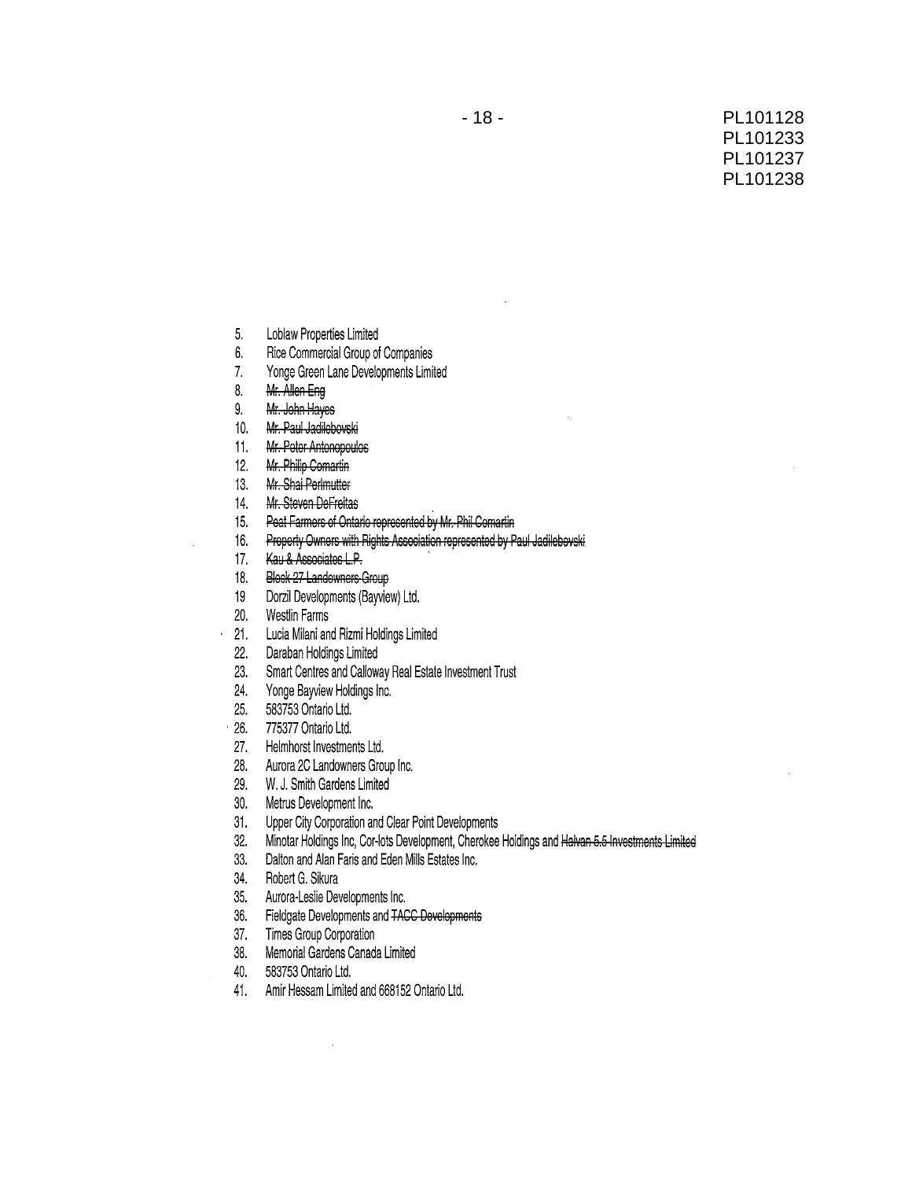5. Loblaw Properties Limited
6. Rice Commercial Group of Companies
7. Yonge Green Lane Developments Limited
8. ~~Mr. Allen Eng~~
9. ~~Mr. John Hayes~~
10. ~~Mr. Paul Jadilebovski~~
11. ~~Mr. Peter Antonopoulos~~
12. ~~Mr. Philip Comartin~~
13. ~~Mr. Shai Perlmutter~~
14. ~~Mr. Steven DeFreitas~~
15. ~~Peat Farmers of Ontario represented by Mr. Phil Comartin~~
16. ~~Property Owners with Rights Association represented by Paul Jadilebovski~~
17. ~~Kau & Associates L.P.~~
18. ~~Block 27 Landowners Group~~
19. Dorzil Developments (Bayview) Ltd.
20. Westlin Farms
21. Lucia Milani and Rizmi Holdings Limited
22. Daraban Holdings Limited
23. Smart Centres and Calloway Real Estate Investment Trust
24. Yonge Bayview Holdings Inc.
25. 583753 Ontario Ltd.
26. 775377 Ontario Ltd.
27. Helmhorst Investments Ltd.
28. Aurora 2C Landowners Group Inc.
29. W. J. Smith Gardens Limited
30. Metrus Development Inc.
31. Upper City Corporation and Clear Point Developments
32. Minotar Holdings Inc, Cor-lots Development, Cherokee Holdings and ~~Halvan 5.5 Investments Limited~~
33. Dalton and Alan Faris and Eden Mills Estates Inc.
34. Robert G. Sikura
35. Aurora-Leslie Developments Inc.
36. Fieldgate Developments and ~~TACC Developments~~
37. Times Group Corporation
38. Memorial Gardens Canada Limited
40. 583753 Ontario Ltd.
41. Amir Hessam Limited and 668152 Ontario Ltd.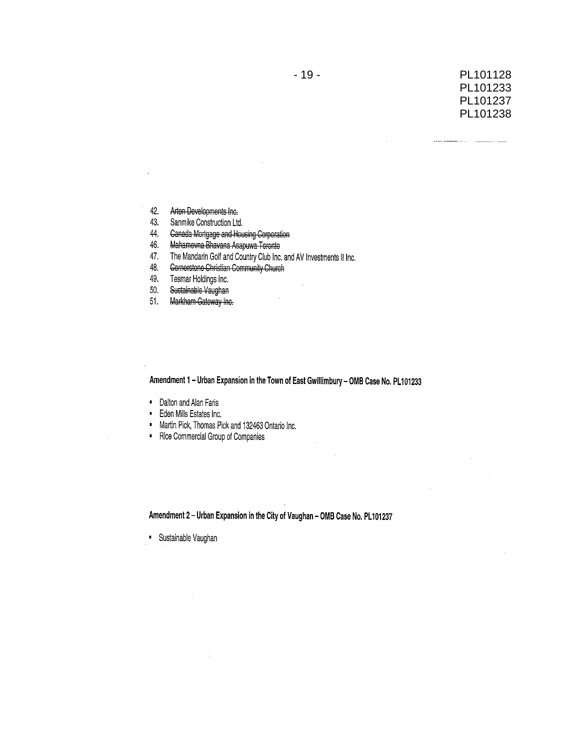42. ~~Arton Developments Inc.~~
43. Sanmike Construction Ltd.
44. ~~Canada Mortgage and Housing Corporation~~
46. ~~Mahamevna Bhavana Asapuwa Toronto~~
47. The Mandarin Golf and Country Club Inc. and AV Investments II Inc.
48. ~~Cornerstone Christian Community Church~~
49. Tesmar Holdings Inc.
50. ~~Sustainable Vaughan~~
51. ~~Markham Gateway Inc.~~

**Amendment 1 – Urban Expansion in the Town of East Gwillimbury – OMB Case No. PL101233**

- Dalton and Alan Faris
- Eden Mills Estates Inc.
- Martin Pick, Thomas Pick and 132463 Ontario Inc.
- Rice Commercial Group of Companies

**Amendment 2 – Urban Expansion in the City of Vaughan – OMB Case No. PL101237**

- Sustainable Vaughan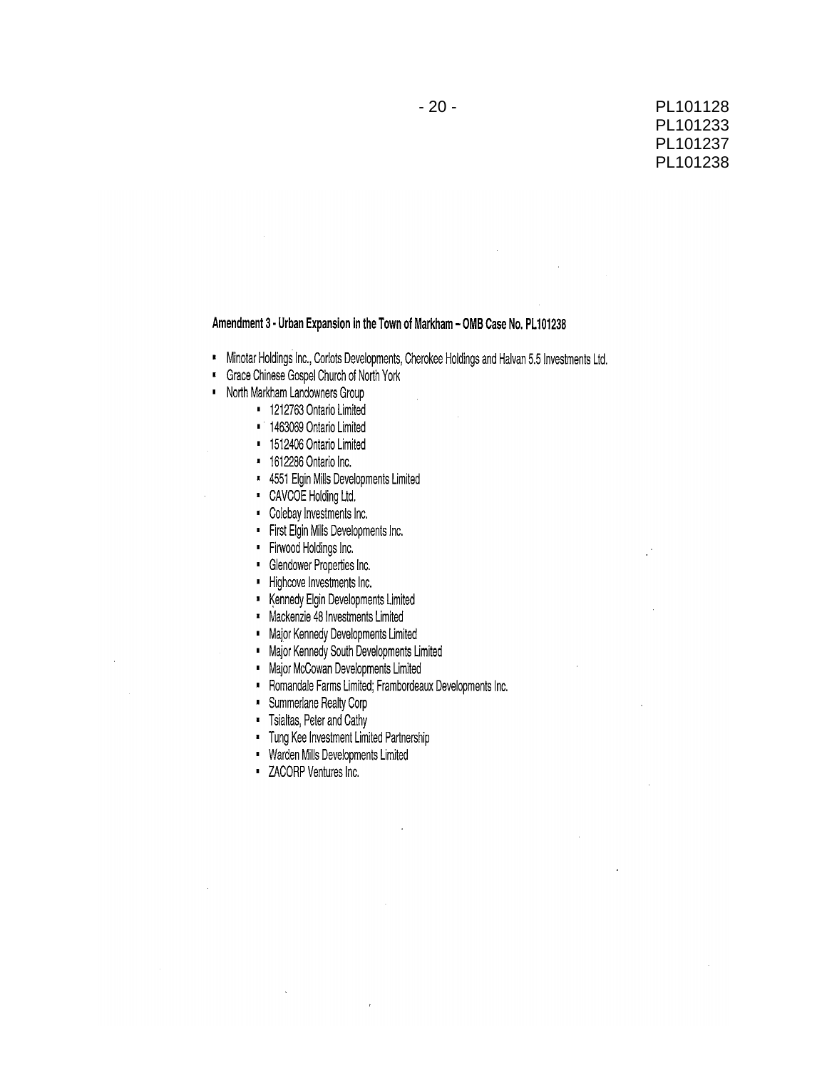**Amendment 3 - Urban Expansion in the Town of Markham – OMB Case No. PL101238**

- Minotar Holdings Inc., Corlots Developments, Cherokee Holdings and Halvan 5.5 Investments Ltd.
- Grace Chinese Gospel Church of North York
- North Markham Landowners Group
    - 1212763 Ontario Limited
    - 1463069 Ontario Limited
    - 1512406 Ontario Limited
    - 1612286 Ontario Inc.
    - 4551 Elgin Mills Developments Limited
    - CAVCOE Holding Ltd.
    - Colebay Investments Inc.
    - First Elgin Mills Developments Inc.
    - Firwood Holdings Inc.
    - Glendower Properties Inc.
    - Highcove Investments Inc.
    - Kennedy Elgin Developments Limited
    - Mackenzie 48 Investments Limited
    - Major Kennedy Developments Limited
    - Major Kennedy South Developments Limited
    - Major McCowan Developments Limited
    - Romandale Farms Limited; Frambordeaux Developments Inc.
    - Summerlane Realty Corp
    - Tsialtas, Peter and Cathy
    - Tung Kee Investment Limited Partnership
    - Warden Mills Developments Limited
    - ZACORP Ventures Inc.